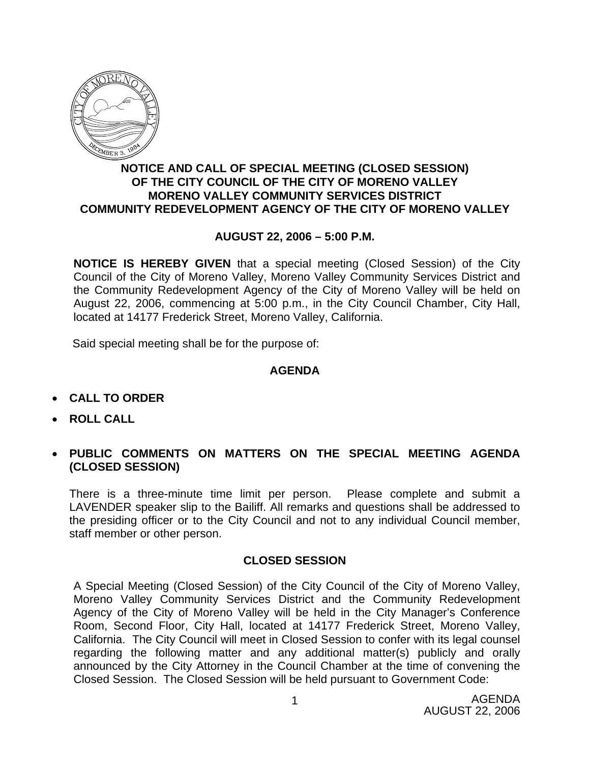# NOTICE AND CALL OF SPECIAL MEETING (CLOSED SESSION) OF THE CITY COUNCIL OF THE CITY OF MORENO VALLEY MORENO VALLEY COMMUNITY SERVICES DISTRICT COMMUNITY REDEVELOPMENT AGENCY OF THE CITY OF MORENO VALLEY

## AUGUST 22, 2006 – 5:00 P.M.

**NOTICE IS HEREBY GIVEN** that a special meeting (Closed Session) of the City Council of the City of Moreno Valley, Moreno Valley Community Services District and the Community Redevelopment Agency of the City of Moreno Valley will be held on August 22, 2006, commencing at 5:00 p.m., in the City Council Chamber, City Hall, located at 14177 Frederick Street, Moreno Valley, California.

Said special meeting shall be for the purpose of:

## AGENDA

- **CALL TO ORDER**
- **ROLL CALL**
- **PUBLIC COMMENTS ON MATTERS ON THE SPECIAL MEETING AGENDA (CLOSED SESSION)**

There is a three-minute time limit per person. Please complete and submit a LAVENDER speaker slip to the Bailiff. All remarks and questions shall be addressed to the presiding officer or to the City Council and not to any individual Council member, staff member or other person.

## CLOSED SESSION

A Special Meeting (Closed Session) of the City Council of the City of Moreno Valley, Moreno Valley Community Services District and the Community Redevelopment Agency of the City of Moreno Valley will be held in the City Manager's Conference Room, Second Floor, City Hall, located at 14177 Frederick Street, Moreno Valley, California. The City Council will meet in Closed Session to confer with its legal counsel regarding the following matter and any additional matter(s) publicly and orally announced by the City Attorney in the Council Chamber at the time of convening the Closed Session. The Closed Session will be held pursuant to Government Code: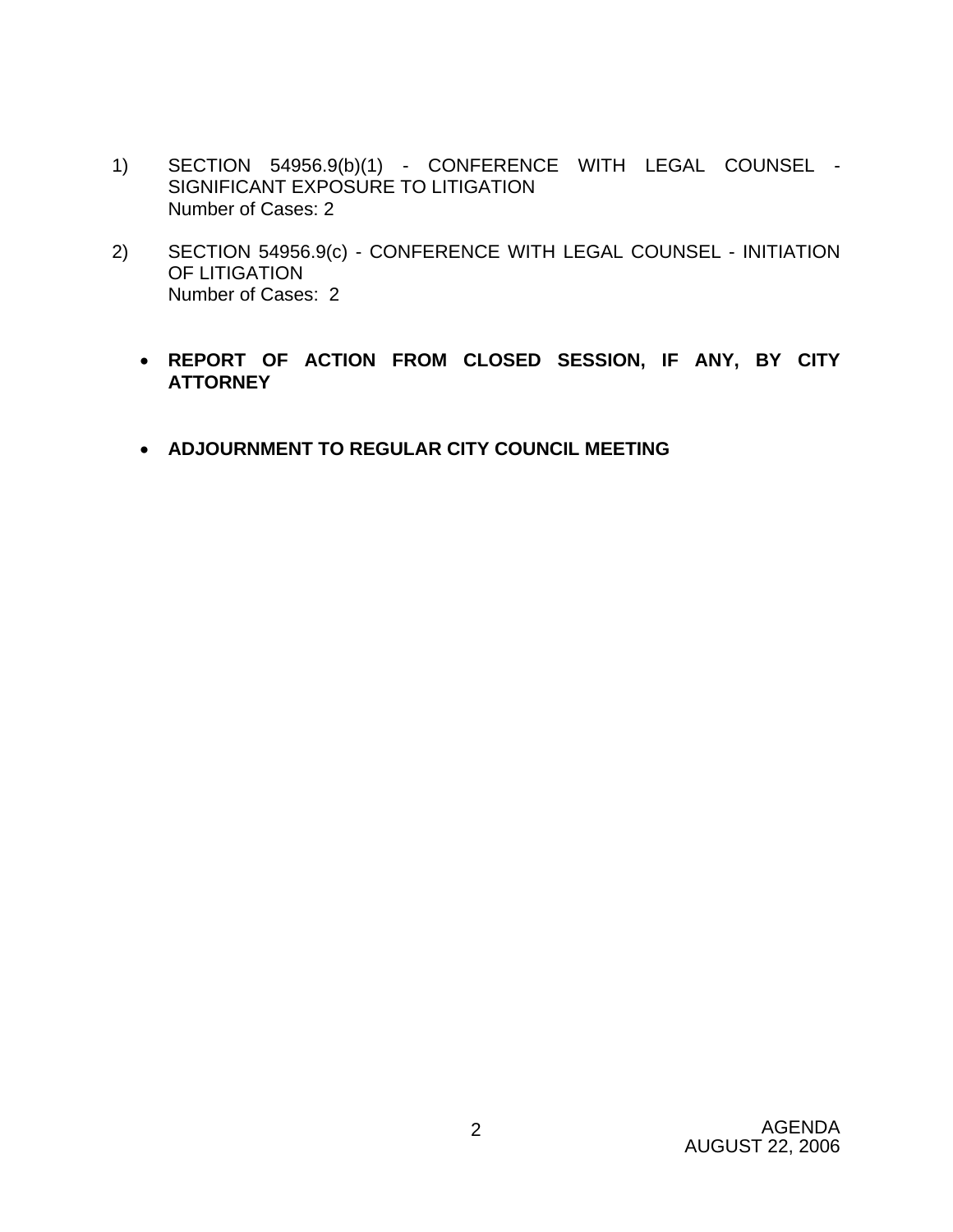1) SECTION 54956.9(b)(1) - CONFERENCE WITH LEGAL COUNSEL - SIGNIFICANT EXPOSURE TO LITIGATION
   Number of Cases: 2

2) SECTION 54956.9(c) - CONFERENCE WITH LEGAL COUNSEL - INITIATION OF LITIGATION
   Number of Cases: 2

- **REPORT OF ACTION FROM CLOSED SESSION, IF ANY, BY CITY ATTORNEY**

- **ADJOURNMENT TO REGULAR CITY COUNCIL MEETING**